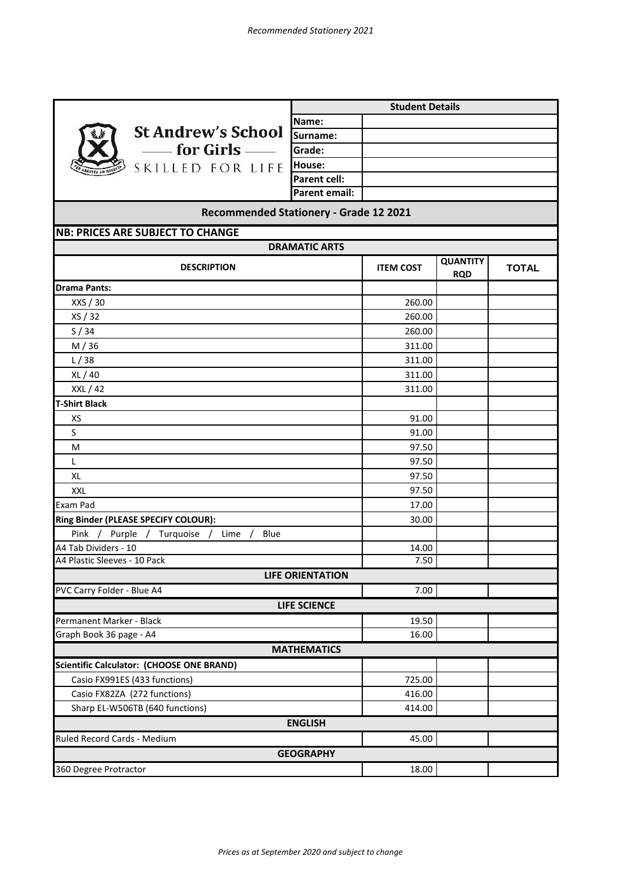St Andrew's School for Girls
SKILLED FOR LIFE

| Student Details | |
|---|---|
| Name: | |
| Surname: | |
| Grade: | |
| House: | |
| Parent cell: | |
| Parent email: | |

## Recommended Stationery - Grade 12 2021

**NB: PRICES ARE SUBJECT TO CHANGE**

| DESCRIPTION | ITEM COST | QUANTITY RQD | TOTAL |
|---|---|---|---|
| **DRAMATIC ARTS** | | | |
| **Drama Pants:** | | | |
| XXS / 30 | 260.00 | | |
| XS / 32 | 260.00 | | |
| S / 34 | 260.00 | | |
| M / 36 | 311.00 | | |
| L / 38 | 311.00 | | |
| XL / 40 | 311.00 | | |
| XXL / 42 | 311.00 | | |
| **T-Shirt Black** | | | |
| XS | 91.00 | | |
| S | 91.00 | | |
| M | 97.50 | | |
| L | 97.50 | | |
| XL | 97.50 | | |
| XXL | 97.50 | | |
| Exam Pad | 17.00 | | |
| **Ring Binder (PLEASE SPECIFY COLOUR):** | 30.00 | | |
| Pink / Purple / Turquoise / Lime / Blue | | | |
| A4 Tab Dividers - 10 | 14.00 | | |
| A4 Plastic Sleeves - 10 Pack | 7.50 | | |
| **LIFE ORIENTATION** | | | |
| PVC Carry Folder - Blue A4 | 7.00 | | |
| **LIFE SCIENCE** | | | |
| Permanent Marker - Black | 19.50 | | |
| Graph Book 36 page - A4 | 16.00 | | |
| **MATHEMATICS** | | | |
| **Scientific Calculator: (CHOOSE ONE BRAND)** | | | |
| Casio FX991ES (433 functions) | 725.00 | | |
| Casio FX82ZA (272 functions) | 416.00 | | |
| Sharp EL-W506TB (640 functions) | 414.00 | | |
| **ENGLISH** | | | |
| Ruled Record Cards - Medium | 45.00 | | |
| **GEOGRAPHY** | | | |
| 360 Degree Protractor | 18.00 | | |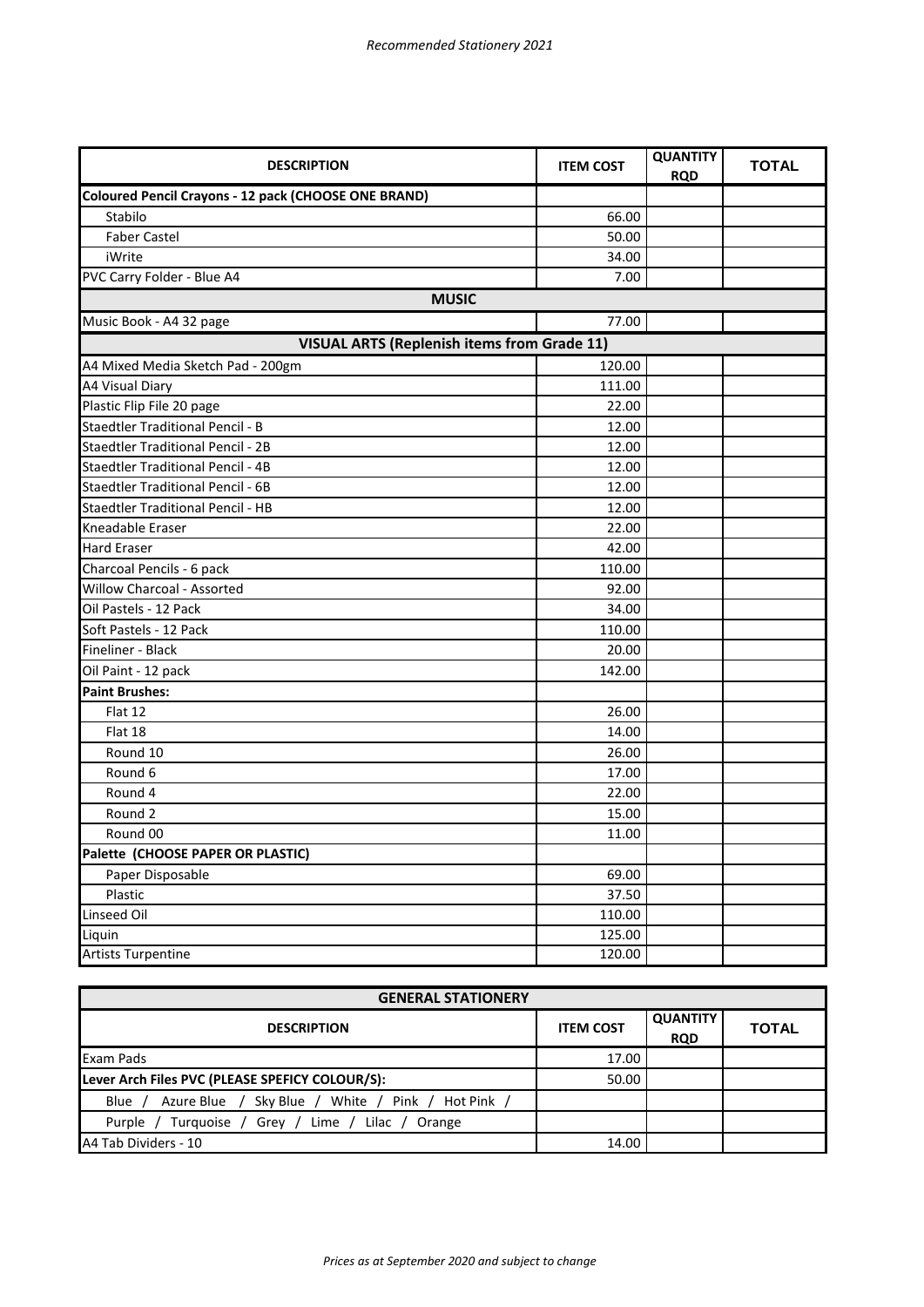*Recommended Stationery 2021*

| DESCRIPTION | ITEM COST | QUANTITY RQD | TOTAL |
|---|---|---|---|
| **Coloured Pencil Crayons - 12 pack (CHOOSE ONE BRAND)** | | | |
| Stabilo | 66.00 | | |
| Faber Castel | 50.00 | | |
| iWrite | 34.00 | | |
| PVC Carry Folder - Blue A4 | 7.00 | | |
| **MUSIC** | | | |
| Music Book - A4 32 page | 77.00 | | |
| **VISUAL ARTS (Replenish items from Grade 11)** | | | |
| A4 Mixed Media Sketch Pad - 200gm | 120.00 | | |
| A4 Visual Diary | 111.00 | | |
| Plastic Flip File 20 page | 22.00 | | |
| Staedtler Traditional Pencil - B | 12.00 | | |
| Staedtler Traditional Pencil - 2B | 12.00 | | |
| Staedtler Traditional Pencil - 4B | 12.00 | | |
| Staedtler Traditional Pencil - 6B | 12.00 | | |
| Staedtler Traditional Pencil - HB | 12.00 | | |
| Kneadable Eraser | 22.00 | | |
| Hard Eraser | 42.00 | | |
| Charcoal Pencils - 6 pack | 110.00 | | |
| Willow Charcoal - Assorted | 92.00 | | |
| Oil Pastels - 12 Pack | 34.00 | | |
| Soft Pastels - 12 Pack | 110.00 | | |
| Fineliner - Black | 20.00 | | |
| Oil Paint - 12 pack | 142.00 | | |
| **Paint Brushes:** | | | |
| Flat 12 | 26.00 | | |
| Flat 18 | 14.00 | | |
| Round 10 | 26.00 | | |
| Round 6 | 17.00 | | |
| Round 4 | 22.00 | | |
| Round 2 | 15.00 | | |
| Round 00 | 11.00 | | |
| **Palette (CHOOSE PAPER OR PLASTIC)** | | | |
| Paper Disposable | 69.00 | | |
| Plastic | 37.50 | | |
| Linseed Oil | 110.00 | | |
| Liquin | 125.00 | | |
| Artists Turpentine | 120.00 | | |

| GENERAL STATIONERY | | | |
|---|---|---|---|
| **DESCRIPTION** | **ITEM COST** | **QUANTITY RQD** | **TOTAL** |
| Exam Pads | 17.00 | | |
| **Lever Arch Files PVC (PLEASE SPEFICY COLOUR/S):** | 50.00 | | |
| Blue / Azure Blue / Sky Blue / White / Pink / Hot Pink / | | | |
| Purple / Turquoise / Grey / Lime / Lilac / Orange | | | |
| A4 Tab Dividers - 10 | 14.00 | | |

*Prices as at September 2020 and subject to change*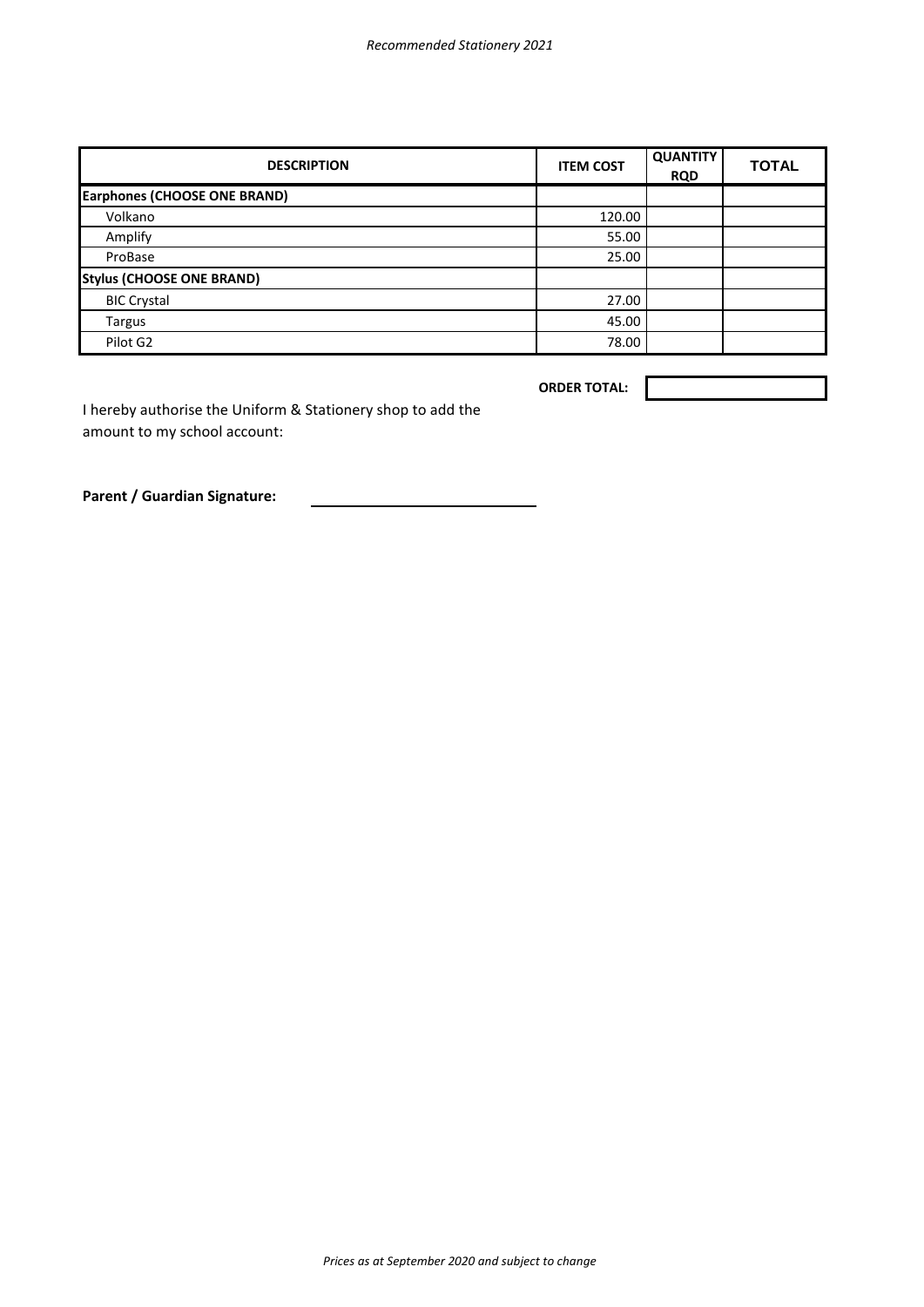*Recommended Stationery 2021*

| DESCRIPTION | ITEM COST | QUANTITY RQD | TOTAL |
|---|---|---|---|
| **Earphones (CHOOSE ONE BRAND)** | | | |
| Volkano | 120.00 | | |
| Amplify | 55.00 | | |
| ProBase | 25.00 | | |
| **Stylus (CHOOSE ONE BRAND)** | | | |
| BIC Crystal | 27.00 | | |
| Targus | 45.00 | | |
| Pilot G2 | 78.00 | | |

**ORDER TOTAL:**

I hereby authorise the Uniform & Stationery shop to add the amount to my school account:

**Parent / Guardian Signature:** ____________________________

*Prices as at September 2020 and subject to change*